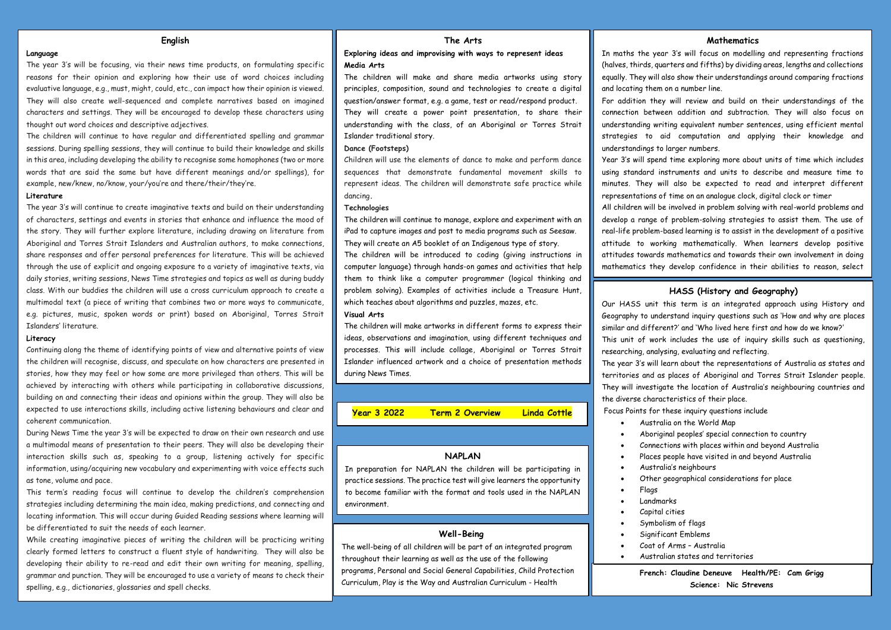# Year 3 2022 Term 2 Overview Linda Cottle

## English

### Language

The year 3's will be focusing, via their news time products, on formulating specific reasons for their opinion and exploring how their use of word choices including evaluative language, e.g., must, might, could, etc., can impact how their opinion is viewed. They will also create well-sequenced and complete narratives based on imagined characters and settings. They will be encouraged to develop these characters using thought out word choices and descriptive adjectives.

The children will continue to have regular and differentiated spelling and grammar sessions. During spelling sessions, they will continue to build their knowledge and skills in this area, including developing the ability to recognise some homophones (two or more words that are said the same but have different meanings and/or spellings), for example, new/knew, no/know, your/you're and there/their/they're.

### Literature

The year 3's will continue to create imaginative texts and build on their understanding of characters, settings and events in stories that enhance and influence the mood of the story. They will further explore literature, including drawing on literature from Aboriginal and Torres Strait Islanders and Australian authors, to make connections, share responses and offer personal preferences for literature. This will be achieved through the use of explicit and ongoing exposure to a variety of imaginative texts, via daily stories, writing sessions, News Time strategies and topics as well as during buddy class. With our buddies the children will use a cross curriculum approach to create a multimodal text (a piece of writing that combines two or more ways to communicate, e.g. pictures, music, spoken words or print) based on Aboriginal, Torres Strait Islanders' literature.

### Literacy

Continuing along the theme of identifying points of view and alternative points of view the children will recognise, discuss, and speculate on how characters are presented in stories, how they may feel or how some are more privileged than others. This will be achieved by interacting with others while participating in collaborative discussions, building on and connecting their ideas and opinions within the group. They will also be expected to use interactions skills, including active listening behaviours and clear and coherent communication.

During News Time the year 3's will be expected to draw on their own research and use a multimodal means of presentation to their peers. They will also be developing their interaction skills such as, speaking to a group, listening actively for specific information, using/acquiring new vocabulary and experimenting with voice effects such as tone, volume and pace.

This term's reading focus will continue to develop the children's comprehension strategies including determining the main idea, making predictions, and connecting and locating information. This will occur during Guided Reading sessions where learning will be differentiated to suit the needs of each learner.

While creating imaginative pieces of writing the children will be practicing writing clearly formed letters to construct a fluent style of handwriting. They will also be developing their ability to re-read and edit their own writing for meaning, spelling, grammar and punction. They will be encouraged to use a variety of means to check their spelling, e.g., dictionaries, glossaries and spell checks.

## The Arts

**Exploring ideas and improvising with ways to represent ideas**

### Media Arts

The children will make and share media artworks using story principles, composition, sound and technologies to create a digital question/answer format, e.g. a game, test or read/respond product. They will create a power point presentation, to share their understanding with the class, of an Aboriginal or Torres Strait Islander traditional story.

### Dance (Footsteps)

Children will use the elements of dance to make and perform dance sequences that demonstrate fundamental movement skills to represent ideas. The children will demonstrate safe practice while dancing.

### Technologies

The children will continue to manage, explore and experiment with an iPad to capture images and post to media programs such as Seesaw. They will create an A5 booklet of an Indigenous type of story.

The children will be introduced to coding (giving instructions in computer language) through hands-on games and activities that help them to think like a computer programmer (logical thinking and problem solving). Examples of activities include a Treasure Hunt, which teaches about algorithms and puzzles, mazes, etc.

### Visual Arts

The children will make artworks in different forms to express their ideas, observations and imagination, using different techniques and processes. This will include collage, Aboriginal or Torres Strait Islander influenced artwork and a choice of presentation methods during News Times.

## NAPLAN

In preparation for NAPLAN the children will be participating in practice sessions. The practice test will give learners the opportunity to become familiar with the format and tools used in the NAPLAN environment.

## Well-Being

The well-being of all children will be part of an integrated program throughout their learning as well as the use of the following programs, Personal and Social General Capabilities, Child Protection Curriculum, Play is the Way and Australian Curriculum - Health

## Mathematics

In maths the year 3's will focus on modelling and representing fractions (halves, thirds, quarters and fifths) by dividing areas, lengths and collections equally. They will also show their understandings around comparing fractions and locating them on a number line.

For addition they will review and build on their understandings of the connection between addition and subtraction. They will also focus on understanding writing equivalent number sentences, using efficient mental strategies to aid computation and applying their knowledge and understandings to larger numbers.

Year 3's will spend time exploring more about units of time which includes using standard instruments and units to describe and measure time to minutes. They will also be expected to read and interpret different representations of time on an analogue clock, digital clock or timer

All children will be involved in problem solving with real-world problems and develop a range of problem-solving strategies to assist them. The use of real-life problem-based learning is to assist in the development of a positive attitude to working mathematically. When learners develop positive attitudes towards mathematics and towards their own involvement in doing mathematics they develop confidence in their abilities to reason, select

## HASS (History and Geography)

Our HASS unit this term is an integrated approach using History and Geography to understand inquiry questions such as 'How and why are places similar and different?' and 'Who lived here first and how do we know?'

This unit of work includes the use of inquiry skills such as questioning, researching, analysing, evaluating and reflecting.

The year 3's will learn about the representations of Australia as states and territories and as places of Aboriginal and Torres Strait Islander people. They will investigate the location of Australia's neighbouring countries and the diverse characteristics of their place.

Focus Points for these inquiry questions include

- Australia on the World Map
- Aboriginal peoples' special connection to country
- Connections with places within and beyond Australia
- Places people have visited in and beyond Australia
- Australia's neighbours
- Other geographical considerations for place
- Flags
- Landmarks
- Capital cities
- Symbolism of flags
- Significant Emblems
- Coat of Arms – Australia
- Australian states and territories

**French: Claudine Deneuve Health/PE: Cam Grigg**
**Science: Nic Strevens**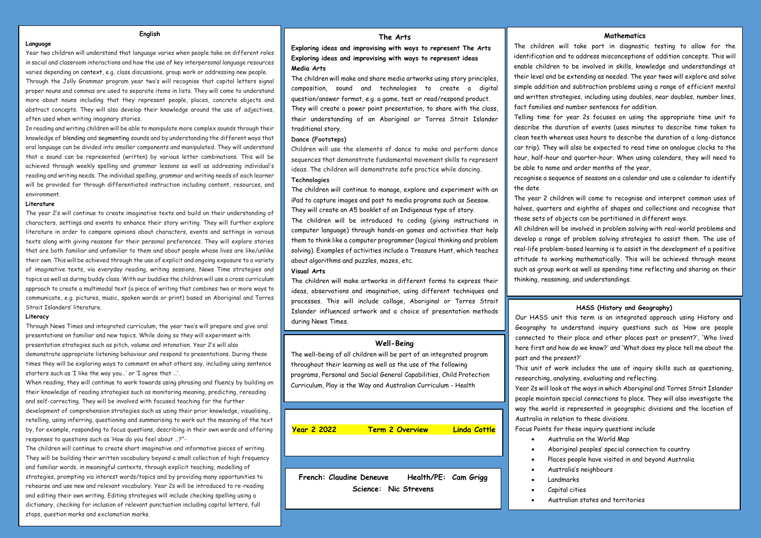## English

**Language**

Year two children will understand that language varies when people take on different roles in social and classroom interactions and how the use of key interpersonal language resources varies depending on context, e.g. class discussions, group work or addressing new people.

Through the Jolly Grammar program year two's will recognise that capital letters signal proper nouns and commas are used to separate items in lists. They will come to understand more about nouns including that they represent people, places, concrete objects and abstract concepts. They will also develop their knowledge around the use of adjectives, often used when writing imaginary stories.

In reading and writing children will be able to manipulate more complex sounds through their knowledge of blending and segmenting sounds and by understanding the different ways that oral language can be divided into smaller components and manipulated. They will understand that a sound can be represented (written) by various letter combinations. This will be achieved through weekly spelling and grammar lessons as well as addressing individual's reading and writing needs. The individual spelling, grammar and writing needs of each learner will be provided for through differentiated instruction including content, resources, and environment.

**Literature**

The year 2's will continue to create imaginative texts and build on their understanding of characters, settings and events to enhance their story writing. They will further explore literature in order to compare opinions about characters, events and settings in various texts along with giving reasons for their personal preferences. They will explore stories that are both familiar and unfamiliar to them and about people whose lives are like/unlike their own. This will be achieved through the use of explicit and ongoing exposure to a variety of imaginative texts, via everyday reading, writing sessions, News Time strategies and topics as well as during buddy class. With our buddies the children will use a cross curriculum approach to create a multimodal text (a piece of writing that combines two or more ways to communicate, e.g. pictures, music, spoken words or print) based on Aboriginal and Torres Strait Islanders' literature.

**Literacy**

Through News Times and integrated curriculum, the year two's will prepare and give oral presentations on familiar and new topics. While doing so they will experiment with presentation strategies such as pitch, volume and intonation. Year 2's will also demonstrate appropriate listening behaviour and respond to presentations. During these times they will be exploring ways to comment on what others say, including using sentence starters such as 'I like the way you…' or 'I agree that …'.

When reading, they will continue to work towards using phrasing and fluency by building on their knowledge of reading strategies such as monitoring meaning, predicting, rereading and self-correcting. They will be involved with focused teaching for the further development of comprehension strategies such as using their prior knowledge, visualising, retelling, using inferring, questioning and summarising to work out the meaning of the text by, for example, responding to focus questions, describing in their own words and offering responses to questions such as 'How do you feel about …?"-

The children will continue to create short imaginative and informative pieces of writing. They will be building their written vocabulary beyond a small collection of high frequency and familiar words, in meaningful contexts, through explicit teaching, modelling of strategies, prompting via interest words/topics and by providing many opportunities to rehearse and use new and relevant vocabulary. Year 2s will be introduced to re-reading and editing their own writing. Editing strategies will include checking spelling using a dictionary, checking for inclusion of relevant punctuation including capital letters, full stops, question marks and exclamation marks.

## The Arts

**Exploring ideas and improvising with ways to represent The Arts**
**Exploring ideas and improvising with ways to represent ideas**

**Media Arts**

The children will make and share media artworks using story principles, composition, sound and technologies to create a digital question/answer format, e.g. a game, test or read/respond product.

They will create a power point presentation, to share with the class, their understanding of an Aboriginal or Torres Strait Islander traditional story.

**Dance (Footsteps)**

Children will use the elements of dance to make and perform dance sequences that demonstrate fundamental movement skills to represent ideas. The children will demonstrate safe practice while dancing.

**Technologies**

The children will continue to manage, explore and experiment with an iPad to capture images and post to media programs such as Seesaw. They will create an A5 booklet of an Indigenous type of story.

The children will be introduced to coding (giving instructions in computer language) through hands-on games and activities that help them to think like a computer programmer (logical thinking and problem solving). Examples of activities include a Treasure Hunt, which teaches about algorithms and puzzles, mazes, etc.

**Visual Arts**

The children will make artworks in different forms to express their ideas, observations and imagination, using different techniques and processes. This will include collage, Aboriginal or Torres Strait Islander influenced artwork and a choice of presentation methods during News Times.

## Well-Being

The well-being of all children will be part of an integrated program throughout their learning as well as the use of the following programs, Personal and Social General Capabilities, Child Protection Curriculum, Play is the Way and Australian Curriculum - Health

**Year 2 2022 Term 2 Overview Linda Cottle**

**French: Claudine Deneuve Health/PE: Cam Grigg**
**Science: Nic Strevens**

## Mathematics

The children will take part in diagnostic testing to allow for the identification and to address misconceptions of addition concepts. This will enable children to be involved in skills, knowledge and understandings at their level and be extending as needed. The year twos will explore and solve simple addition and subtraction problems using a range of efficient mental and written strategies, including using doubles, near doubles, number lines, fact families and number sentences for addition.

Telling time for year 2s focuses on using the appropriate time unit to describe the duration of events (uses minutes to describe time taken to clean teeth whereas uses hours to describe the duration of a long-distance car trip). They will also be expected to read time on analogue clocks to the hour, half-hour and quarter-hour. When using calendars, they will need to be able to name and order months of the year,

recognise a sequence of seasons on a calendar and use a calendar to identify the date

The year 2 children will come to recognise and interpret common uses of halves, quarters and eighths of shapes and collections and recognise that those sets of objects can be partitioned in different ways.

All children will be involved in problem solving with real-world problems and develop a range of problem solving strategies to assist them. The use of real-life problem-based learning is to assist in the development of a positive attitude to working mathematically. This will be achieved through means such as group work as well as spending time reflecting and sharing on their thinking, reasoning, and understandings.

## HASS (History and Geography)

Our HASS unit this term is an integrated approach using History and Geography to understand inquiry questions such as 'How are people connected to their place and other places past or present?', 'Who lived here first and how do we know?' and 'What does my place tell me about the past and the present?'

This unit of work includes the use of inquiry skills such as questioning, researching, analysing, evaluating and reflecting.

Year 2s will look at the ways in which Aboriginal and Torres Strait Islander people maintain special connections to place. They will also investigate the way the world is represented in geographic divisions and the location of Australia in relation to these divisions.

Focus Points for these inquiry questions include

- Australia on the World Map
- Aboriginal peoples' special connection to country
- Places people have visited in and beyond Australia
- Australia's neighbours
- Landmarks
- Capital cities
- Australian states and territories